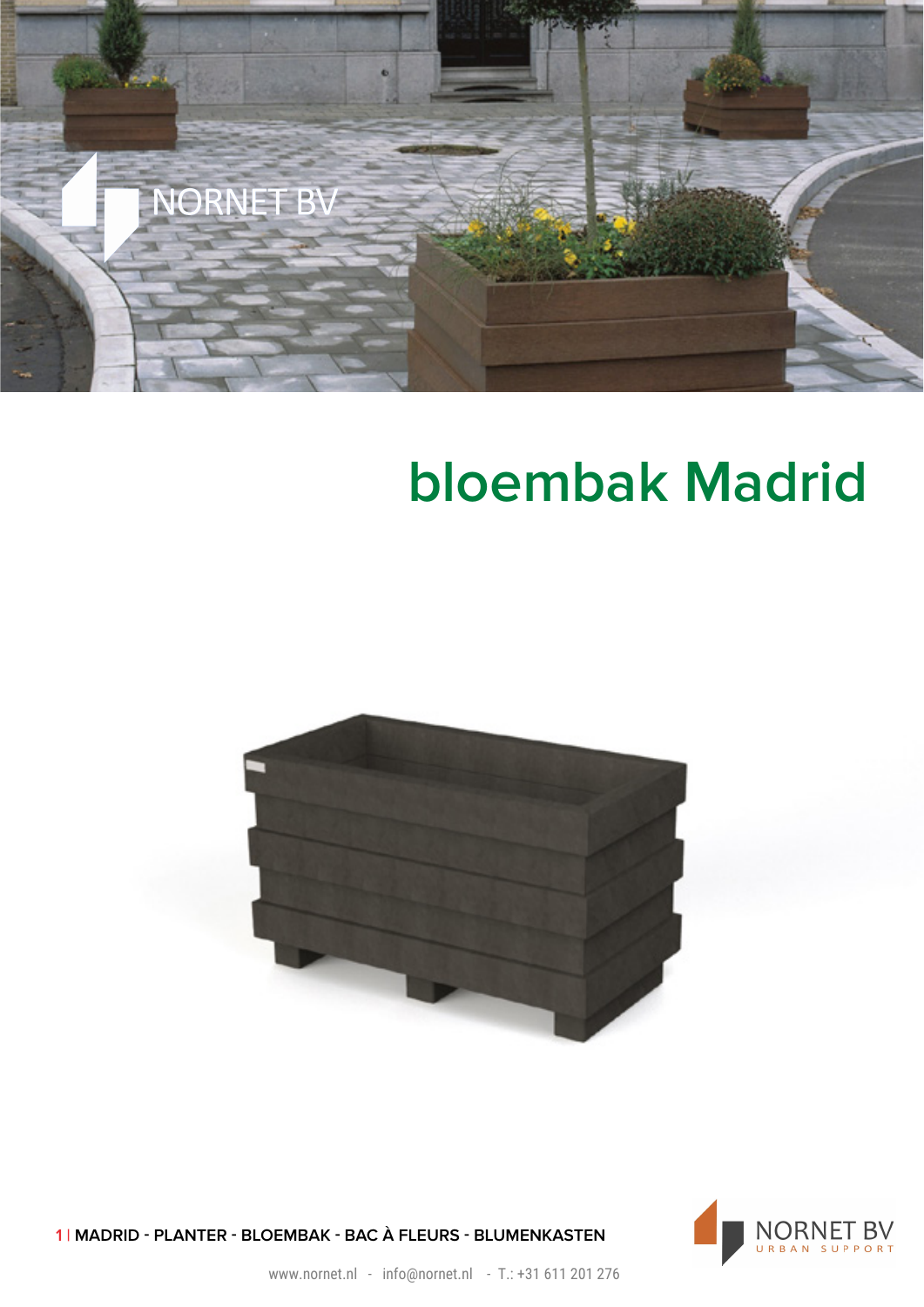# bloembak Madrid

**1 | MADRID - PLANTER - BLOEMBAK - BAC À FLEURS - BLUMENKASTEN**

www.nornet.nl - info@nornet.nl - T.: +31 611 201 276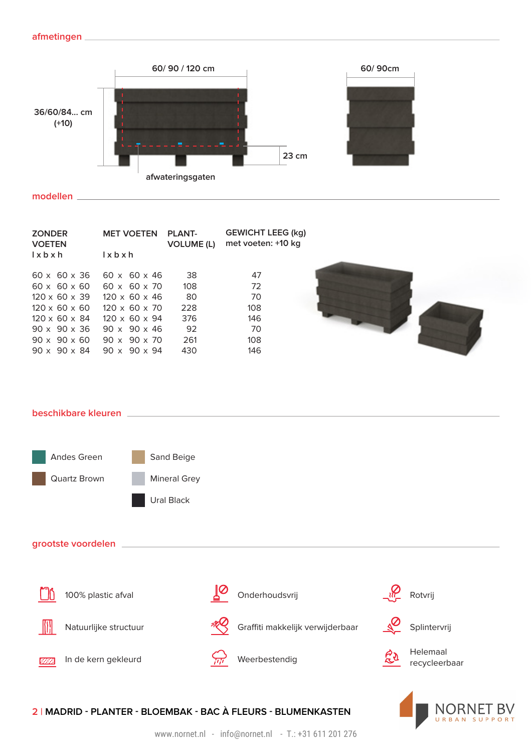## afmetingen

60/ 90 / 120 cm

60/ 90cm

36/60/84... cm (+10)

23 cm

afwateringsgaten

## modellen

| ZONDER VOETEN l x b x h | MET VOETEN l x b x h | PLANT-VOLUME (L) | GEWICHT LEEG (kg) met voeten: +10 kg |
|---|---|---|---|
| 60 x 60 x 36 | 60 x 60 x 46 | 38 | 47 |
| 60 x 60 x 60 | 60 x 60 x 70 | 108 | 72 |
| 120 x 60 x 39 | 120 x 60 x 46 | 80 | 70 |
| 120 x 60 x 60 | 120 x 60 x 70 | 228 | 108 |
| 120 x 60 x 84 | 120 x 60 x 94 | 376 | 146 |
| 90 x 90 x 36 | 90 x 90 x 46 | 92 | 70 |
| 90 x 90 x 60 | 90 x 90 x 70 | 261 | 108 |
| 90 x 90 x 84 | 90 x 90 x 94 | 430 | 146 |

## beschikbare kleuren

- Andes Green
- Quartz Brown
- Sand Beige
- Mineral Grey
- Ural Black

## grootste voordelen

- 100% plastic afval
- Natuurlijke structuur
- In de kern gekleurd
- Onderhoudsvrij
- Graffiti makkelijk verwijderbaar
- Weerbestendig
- Rotvrij
- Splintervrij
- Helemaal recycleerbaar

2 | **MADRID - PLANTER - BLOEMBAK - BAC À FLEURS - BLUMENKASTEN**

NORNET BV URBAN SUPPORT

www.nornet.nl - info@nornet.nl - T.: +31 611 201 276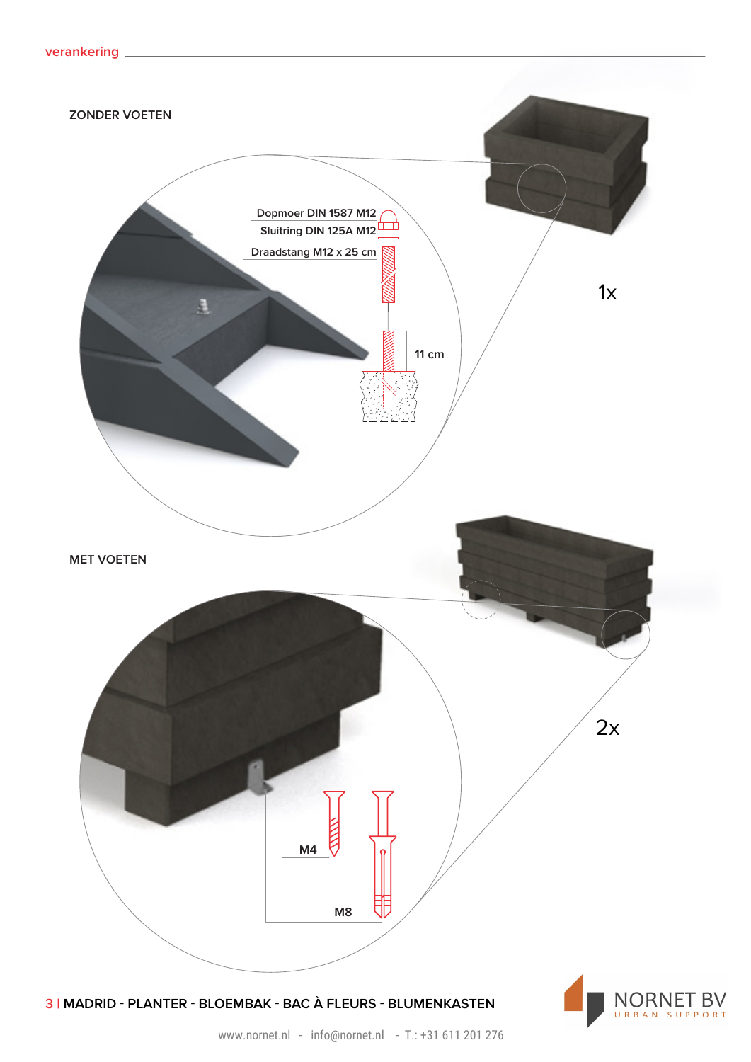## verankering

### ZONDER VOETEN

Dopmoer DIN 1587 M12

Sluitring DIN 125A M12

Draadstang M12 x 25 cm

11 cm

1x

### MET VOETEN

M4

M8

2x

3 | MADRID - PLANTER - BLOEMBAK - BAC À FLEURS - BLUMENKASTEN

NORNET BV
URBAN SUPPORT

www.nornet.nl - info@nornet.nl - T.: +31 611 201 276